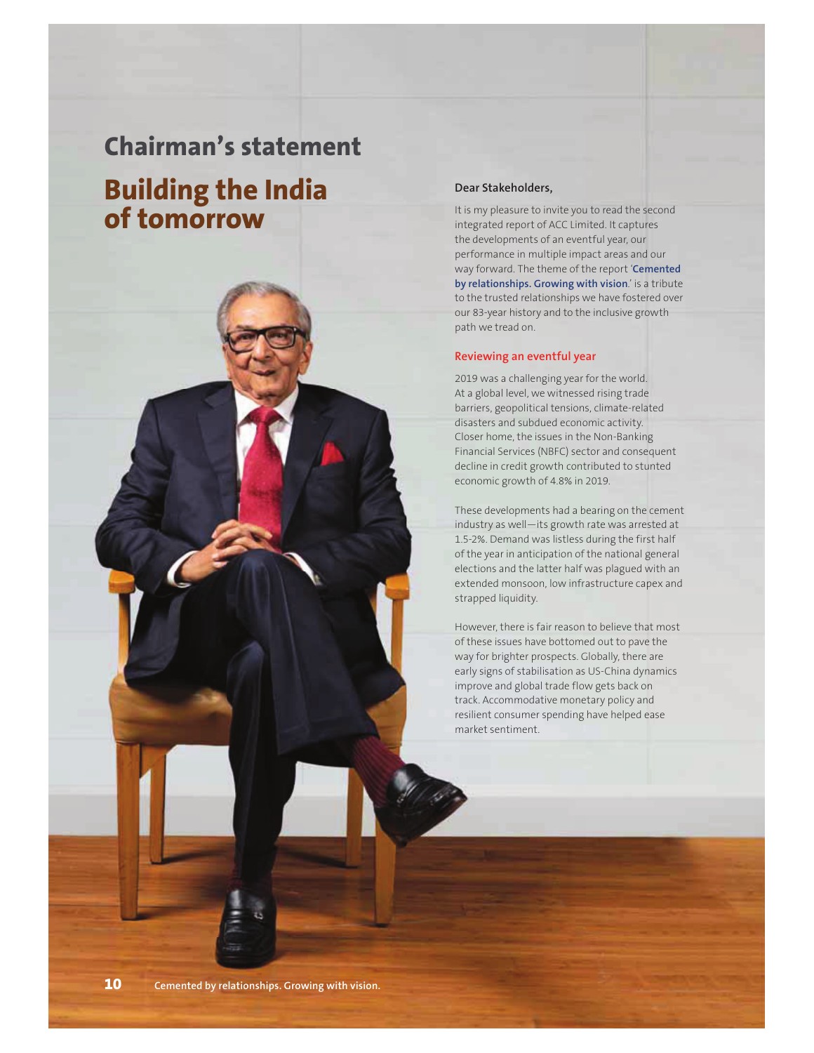# Chairman's statement

## Building the India of tomorrow

**Dear Stakeholders,**

It is my pleasure to invite you to read the second integrated report of ACC Limited. It captures the developments of an eventful year, our performance in multiple impact areas and our way forward. The theme of the report '**Cemented by relationships. Growing with vision**.' is a tribute to the trusted relationships we have fostered over our 83-year history and to the inclusive growth path we tread on.

### Reviewing an eventful year

2019 was a challenging year for the world. At a global level, we witnessed rising trade barriers, geopolitical tensions, climate-related disasters and subdued economic activity. Closer home, the issues in the Non-Banking Financial Services (NBFC) sector and consequent decline in credit growth contributed to stunted economic growth of 4.8% in 2019.

These developments had a bearing on the cement industry as well—its growth rate was arrested at 1.5-2%. Demand was listless during the first half of the year in anticipation of the national general elections and the latter half was plagued with an extended monsoon, low infrastructure capex and strapped liquidity.

However, there is fair reason to believe that most of these issues have bottomed out to pave the way for brighter prospects. Globally, there are early signs of stabilisation as US-China dynamics improve and global trade flow gets back on track. Accommodative monetary policy and resilient consumer spending have helped ease market sentiment.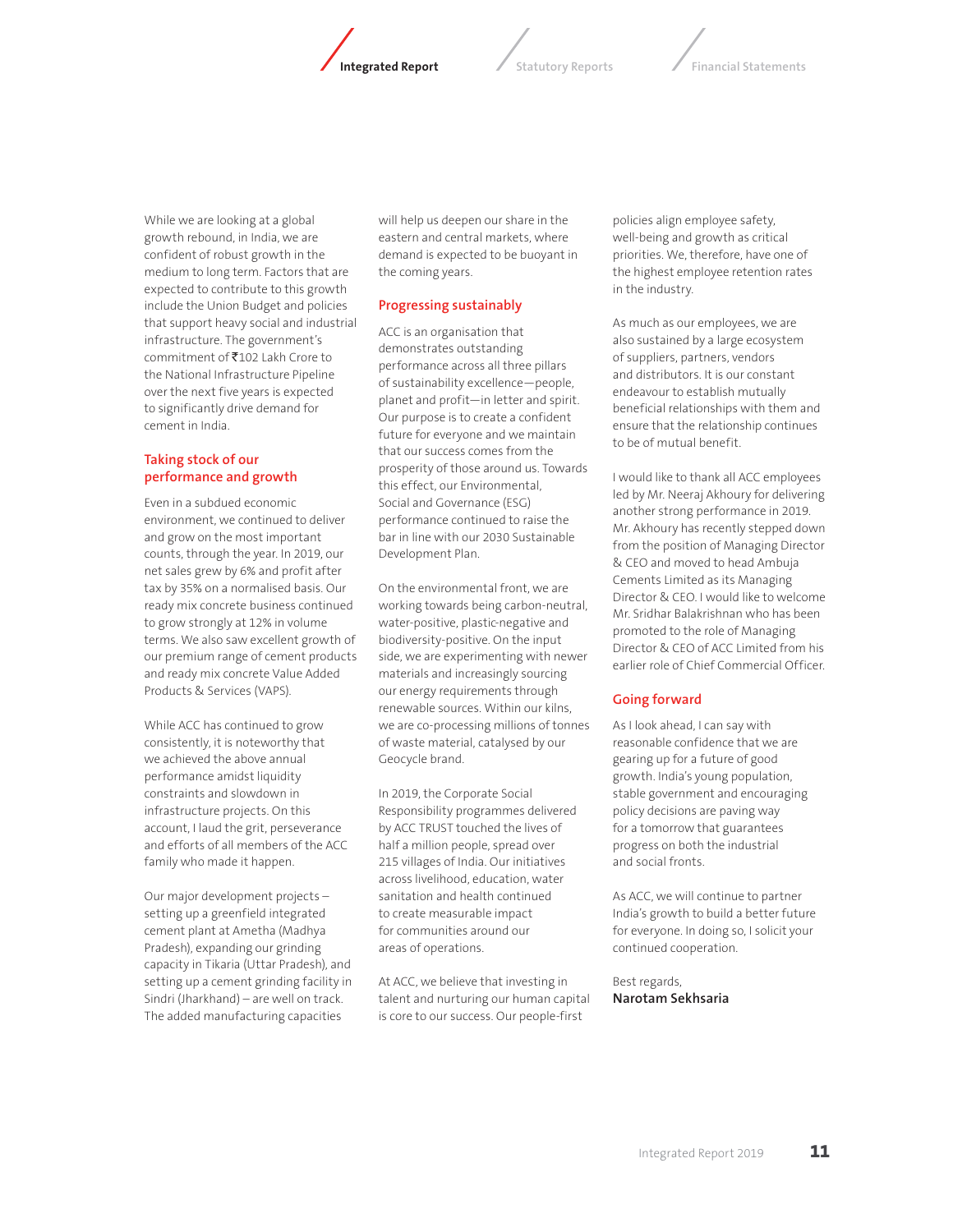While we are looking at a global growth rebound, in India, we are confident of robust growth in the medium to long term. Factors that are expected to contribute to this growth include the Union Budget and policies that support heavy social and industrial infrastructure. The government's commitment of ₹102 Lakh Crore to the National Infrastructure Pipeline over the next five years is expected to significantly drive demand for cement in India.

## Taking stock of our performance and growth

Even in a subdued economic environment, we continued to deliver and grow on the most important counts, through the year. In 2019, our net sales grew by 6% and profit after tax by 35% on a normalised basis. Our ready mix concrete business continued to grow strongly at 12% in volume terms. We also saw excellent growth of our premium range of cement products and ready mix concrete Value Added Products & Services (VAPS).

While ACC has continued to grow consistently, it is noteworthy that we achieved the above annual performance amidst liquidity constraints and slowdown in infrastructure projects. On this account, I laud the grit, perseverance and efforts of all members of the ACC family who made it happen.

Our major development projects – setting up a greenfield integrated cement plant at Ametha (Madhya Pradesh), expanding our grinding capacity in Tikaria (Uttar Pradesh), and setting up a cement grinding facility in Sindri (Jharkhand) – are well on track. The added manufacturing capacities will help us deepen our share in the eastern and central markets, where demand is expected to be buoyant in the coming years.

## Progressing sustainably

ACC is an organisation that demonstrates outstanding performance across all three pillars of sustainability excellence—people, planet and profit—in letter and spirit. Our purpose is to create a confident future for everyone and we maintain that our success comes from the prosperity of those around us. Towards this effect, our Environmental, Social and Governance (ESG) performance continued to raise the bar in line with our 2030 Sustainable Development Plan.

On the environmental front, we are working towards being carbon-neutral, water-positive, plastic-negative and biodiversity-positive. On the input side, we are experimenting with newer materials and increasingly sourcing our energy requirements through renewable sources. Within our kilns, we are co-processing millions of tonnes of waste material, catalysed by our Geocycle brand.

In 2019, the Corporate Social Responsibility programmes delivered by ACC TRUST touched the lives of half a million people, spread over 215 villages of India. Our initiatives across livelihood, education, water sanitation and health continued to create measurable impact for communities around our areas of operations.

At ACC, we believe that investing in talent and nurturing our human capital is core to our success. Our people-first policies align employee safety, well-being and growth as critical priorities. We, therefore, have one of the highest employee retention rates in the industry.

As much as our employees, we are also sustained by a large ecosystem of suppliers, partners, vendors and distributors. It is our constant endeavour to establish mutually beneficial relationships with them and ensure that the relationship continues to be of mutual benefit.

I would like to thank all ACC employees led by Mr. Neeraj Akhoury for delivering another strong performance in 2019. Mr. Akhoury has recently stepped down from the position of Managing Director & CEO and moved to head Ambuja Cements Limited as its Managing Director & CEO. I would like to welcome Mr. Sridhar Balakrishnan who has been promoted to the role of Managing Director & CEO of ACC Limited from his earlier role of Chief Commercial Officer.

## Going forward

As I look ahead, I can say with reasonable confidence that we are gearing up for a future of good growth. India's young population, stable government and encouraging policy decisions are paving way for a tomorrow that guarantees progress on both the industrial and social fronts.

As ACC, we will continue to partner India's growth to build a better future for everyone. In doing so, I solicit your continued cooperation.

Best regards,
**Narotam Sekhsaria**